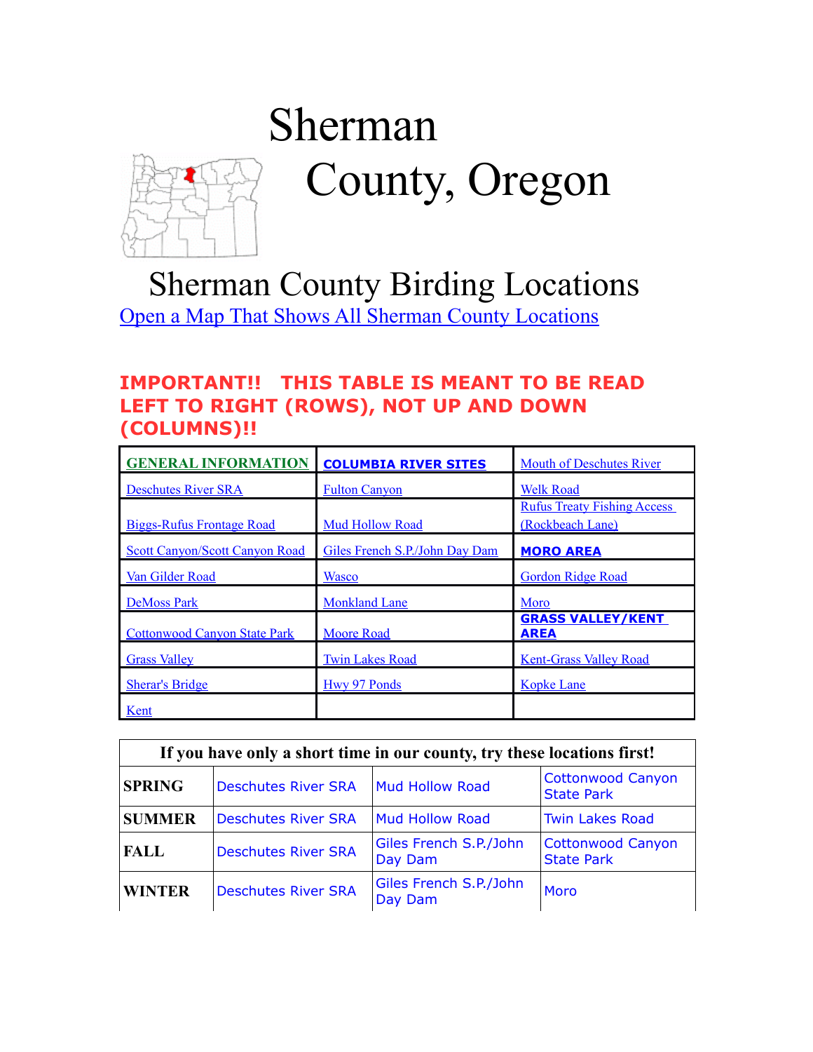# Sherman County, Oregon

## Sherman County Birding Locations

Open a Map That Shows All Sherman County Locations

**IMPORTANT!! THIS TABLE IS MEANT TO BE READ LEFT TO RIGHT (ROWS), NOT UP AND DOWN (COLUMNS)!!**

| | | |
|---|---|---|
| GENERAL INFORMATION | **COLUMBIA RIVER SITES** | Mouth of Deschutes River |
| Deschutes River SRA | Fulton Canyon | Welk Road |
| Biggs-Rufus Frontage Road | Mud Hollow Road | Rufus Treaty Fishing Access (Rockbeach Lane) |
| Scott Canyon/Scott Canyon Road | Giles French S.P./John Day Dam | **MORO AREA** |
| Van Gilder Road | Wasco | Gordon Ridge Road |
| DeMoss Park | Monkland Lane | Moro |
| Cottonwood Canyon State Park | Moore Road | **GRASS VALLEY/KENT AREA** |
| Grass Valley | Twin Lakes Road | Kent-Grass Valley Road |
| Sherar's Bridge | Hwy 97 Ponds | Kopke Lane |
| Kent | | |

| If you have only a short time in our county, try these locations first! | | | |
|---|---|---|---|
| **SPRING** | Deschutes River SRA | Mud Hollow Road | Cottonwood Canyon State Park |
| **SUMMER** | Deschutes River SRA | Mud Hollow Road | Twin Lakes Road |
| **FALL** | Deschutes River SRA | Giles French S.P./John Day Dam | Cottonwood Canyon State Park |
| **WINTER** | Deschutes River SRA | Giles French S.P./John Day Dam | Moro |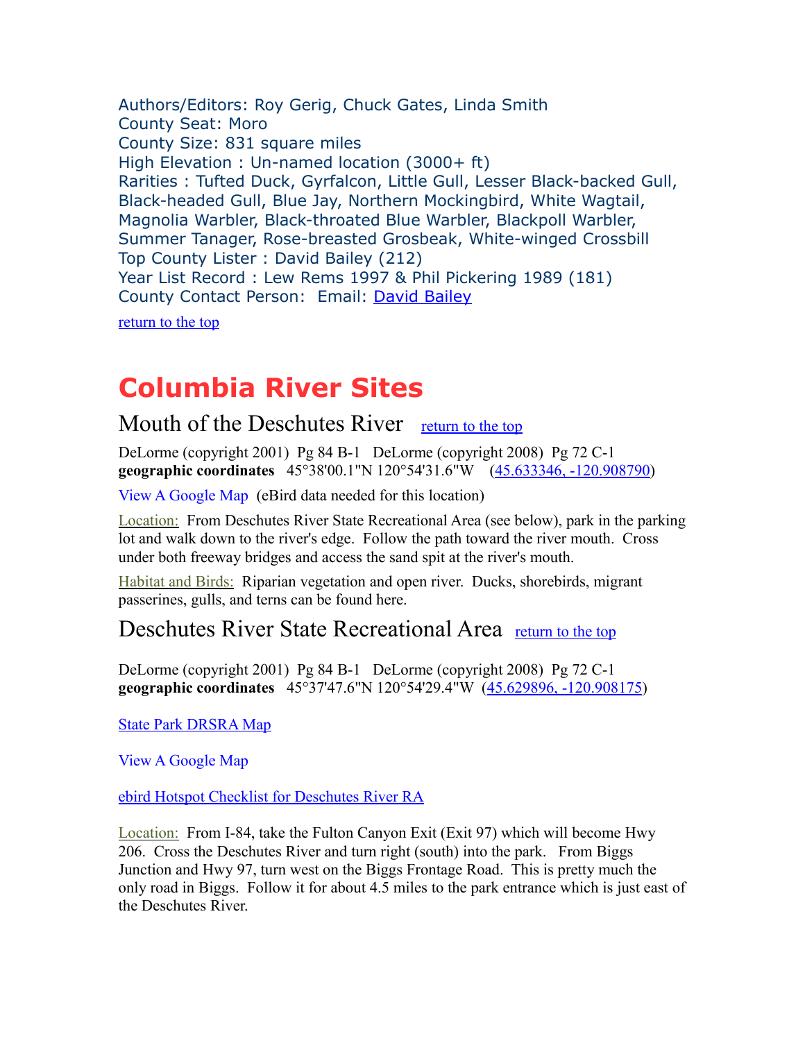Authors/Editors: Roy Gerig, Chuck Gates, Linda Smith
County Seat: Moro
County Size: 831 square miles
High Elevation : Un-named location (3000+ ft)
Rarities : Tufted Duck, Gyrfalcon, Little Gull, Lesser Black-backed Gull, Black-headed Gull, Blue Jay, Northern Mockingbird, White Wagtail, Magnolia Warbler, Black-throated Blue Warbler, Blackpoll Warbler, Summer Tanager, Rose-breasted Grosbeak, White-winged Crossbill
Top County Lister : David Bailey (212)
Year List Record : Lew Rems 1997 & Phil Pickering 1989 (181)
County Contact Person: Email: David Bailey

return to the top

# Columbia River Sites

## Mouth of the Deschutes River

return to the top

DeLorme (copyright 2001) Pg 84 B-1 DeLorme (copyright 2008) Pg 72 C-1
**geographic coordinates** 45°38'00.1"N 120°54'31.6"W (45.633346, -120.908790)

View A Google Map (eBird data needed for this location)

Location: From Deschutes River State Recreational Area (see below), park in the parking lot and walk down to the river's edge. Follow the path toward the river mouth. Cross under both freeway bridges and access the sand spit at the river's mouth.

Habitat and Birds: Riparian vegetation and open river. Ducks, shorebirds, migrant passerines, gulls, and terns can be found here.

## Deschutes River State Recreational Area

return to the top

DeLorme (copyright 2001) Pg 84 B-1 DeLorme (copyright 2008) Pg 72 C-1
**geographic coordinates** 45°37'47.6"N 120°54'29.4"W (45.629896, -120.908175)

State Park DRSRA Map

View A Google Map

ebird Hotspot Checklist for Deschutes River RA

Location: From I-84, take the Fulton Canyon Exit (Exit 97) which will become Hwy 206. Cross the Deschutes River and turn right (south) into the park. From Biggs Junction and Hwy 97, turn west on the Biggs Frontage Road. This is pretty much the only road in Biggs. Follow it for about 4.5 miles to the park entrance which is just east of the Deschutes River.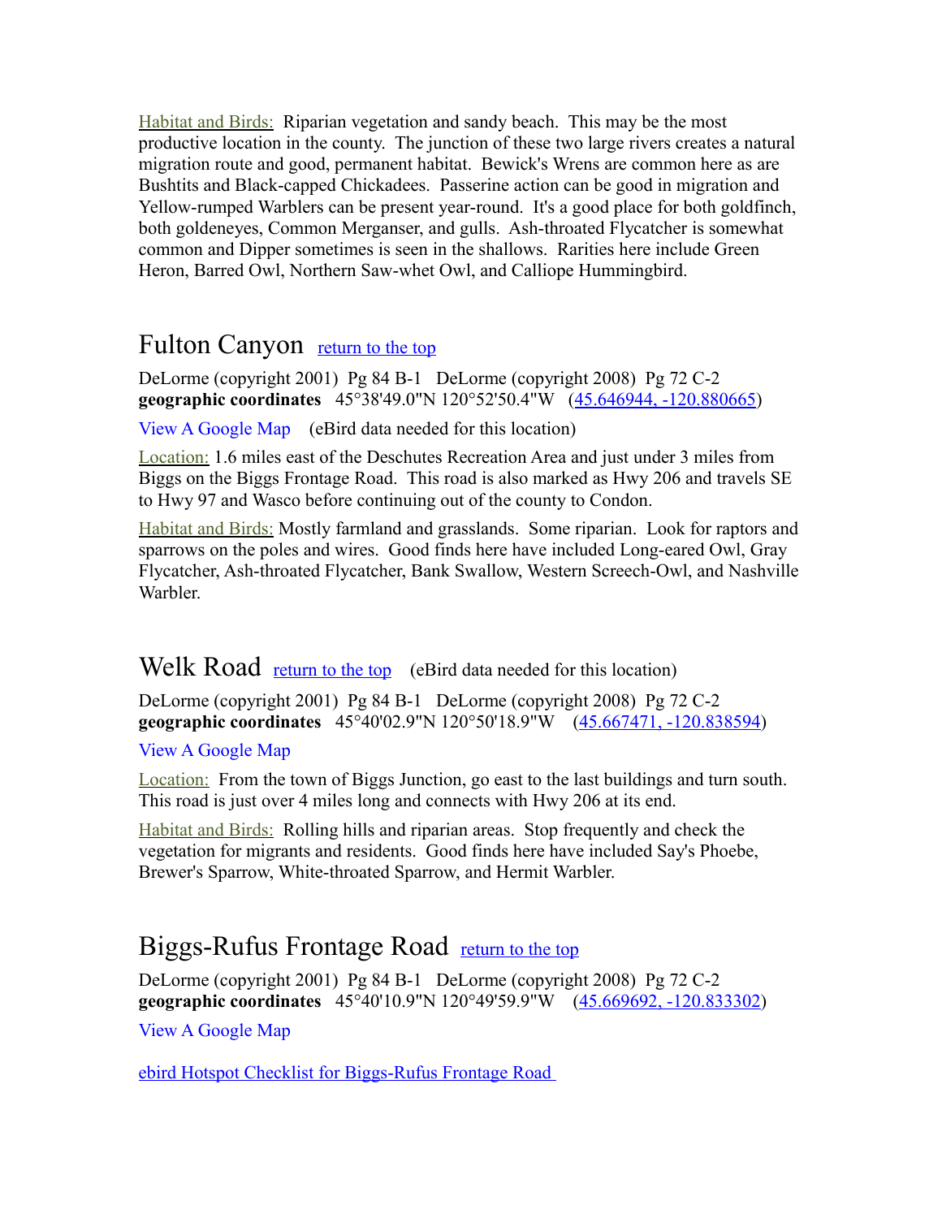Habitat and Birds: Riparian vegetation and sandy beach. This may be the most productive location in the county. The junction of these two large rivers creates a natural migration route and good, permanent habitat. Bewick's Wrens are common here as are Bushtits and Black-capped Chickadees. Passerine action can be good in migration and Yellow-rumped Warblers can be present year-round. It's a good place for both goldfinch, both goldeneyes, Common Merganser, and gulls. Ash-throated Flycatcher is somewhat common and Dipper sometimes is seen in the shallows. Rarities here include Green Heron, Barred Owl, Northern Saw-whet Owl, and Calliope Hummingbird.

## Fulton Canyon return to the top

DeLorme (copyright 2001) Pg 84 B-1 DeLorme (copyright 2008) Pg 72 C-2
**geographic coordinates** 45°38'49.0"N 120°52'50.4"W (45.646944, -120.880665)

View A Google Map (eBird data needed for this location)

Location: 1.6 miles east of the Deschutes Recreation Area and just under 3 miles from Biggs on the Biggs Frontage Road. This road is also marked as Hwy 206 and travels SE to Hwy 97 and Wasco before continuing out of the county to Condon.

Habitat and Birds: Mostly farmland and grasslands. Some riparian. Look for raptors and sparrows on the poles and wires. Good finds here have included Long-eared Owl, Gray Flycatcher, Ash-throated Flycatcher, Bank Swallow, Western Screech-Owl, and Nashville Warbler.

## Welk Road return to the top (eBird data needed for this location)

DeLorme (copyright 2001) Pg 84 B-1 DeLorme (copyright 2008) Pg 72 C-2
**geographic coordinates** 45°40'02.9"N 120°50'18.9"W (45.667471, -120.838594)

View A Google Map

Location: From the town of Biggs Junction, go east to the last buildings and turn south. This road is just over 4 miles long and connects with Hwy 206 at its end.

Habitat and Birds: Rolling hills and riparian areas. Stop frequently and check the vegetation for migrants and residents. Good finds here have included Say's Phoebe, Brewer's Sparrow, White-throated Sparrow, and Hermit Warbler.

## Biggs-Rufus Frontage Road return to the top

DeLorme (copyright 2001) Pg 84 B-1 DeLorme (copyright 2008) Pg 72 C-2
**geographic coordinates** 45°40'10.9"N 120°49'59.9"W (45.669692, -120.833302)

View A Google Map

ebird Hotspot Checklist for Biggs-Rufus Frontage Road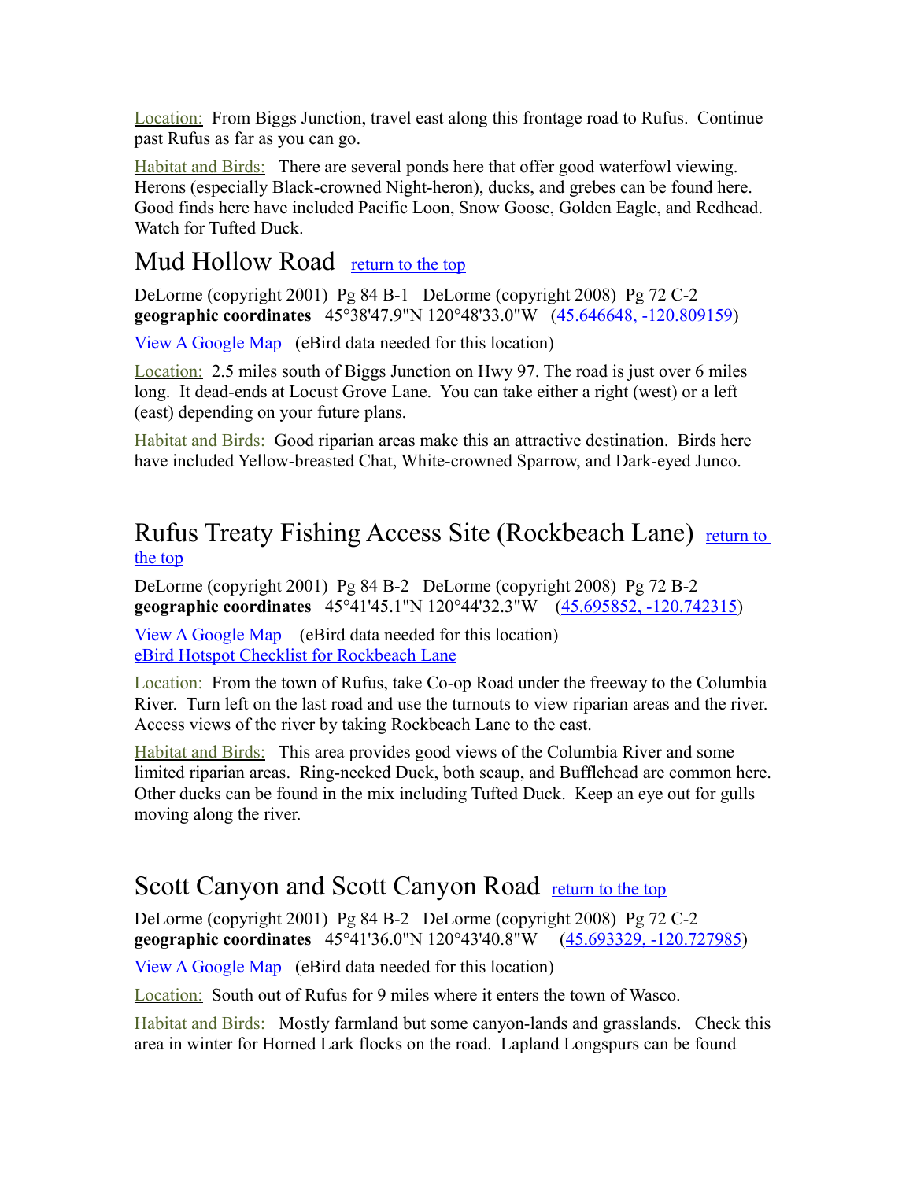Location: From Biggs Junction, travel east along this frontage road to Rufus. Continue past Rufus as far as you can go.

Habitat and Birds: There are several ponds here that offer good waterfowl viewing. Herons (especially Black-crowned Night-heron), ducks, and grebes can be found here. Good finds here have included Pacific Loon, Snow Goose, Golden Eagle, and Redhead. Watch for Tufted Duck.

## Mud Hollow Road [return to the top]

DeLorme (copyright 2001) Pg 84 B-1 DeLorme (copyright 2008) Pg 72 C-2
**geographic coordinates** 45°38'47.9"N 120°48'33.0"W (45.646648, -120.809159)

View A Google Map (eBird data needed for this location)

Location: 2.5 miles south of Biggs Junction on Hwy 97. The road is just over 6 miles long. It dead-ends at Locust Grove Lane. You can take either a right (west) or a left (east) depending on your future plans.

Habitat and Birds: Good riparian areas make this an attractive destination. Birds here have included Yellow-breasted Chat, White-crowned Sparrow, and Dark-eyed Junco.

## Rufus Treaty Fishing Access Site (Rockbeach Lane) [return to the top]

DeLorme (copyright 2001) Pg 84 B-2 DeLorme (copyright 2008) Pg 72 B-2
**geographic coordinates** 45°41'45.1"N 120°44'32.3"W (45.695852, -120.742315)

View A Google Map (eBird data needed for this location)
eBird Hotspot Checklist for Rockbeach Lane

Location: From the town of Rufus, take Co-op Road under the freeway to the Columbia River. Turn left on the last road and use the turnouts to view riparian areas and the river. Access views of the river by taking Rockbeach Lane to the east.

Habitat and Birds: This area provides good views of the Columbia River and some limited riparian areas. Ring-necked Duck, both scaup, and Bufflehead are common here. Other ducks can be found in the mix including Tufted Duck. Keep an eye out for gulls moving along the river.

## Scott Canyon and Scott Canyon Road [return to the top]

DeLorme (copyright 2001) Pg 84 B-2 DeLorme (copyright 2008) Pg 72 C-2
**geographic coordinates** 45°41'36.0"N 120°43'40.8"W (45.693329, -120.727985)

View A Google Map (eBird data needed for this location)

Location: South out of Rufus for 9 miles where it enters the town of Wasco.

Habitat and Birds: Mostly farmland but some canyon-lands and grasslands. Check this area in winter for Horned Lark flocks on the road. Lapland Longspurs can be found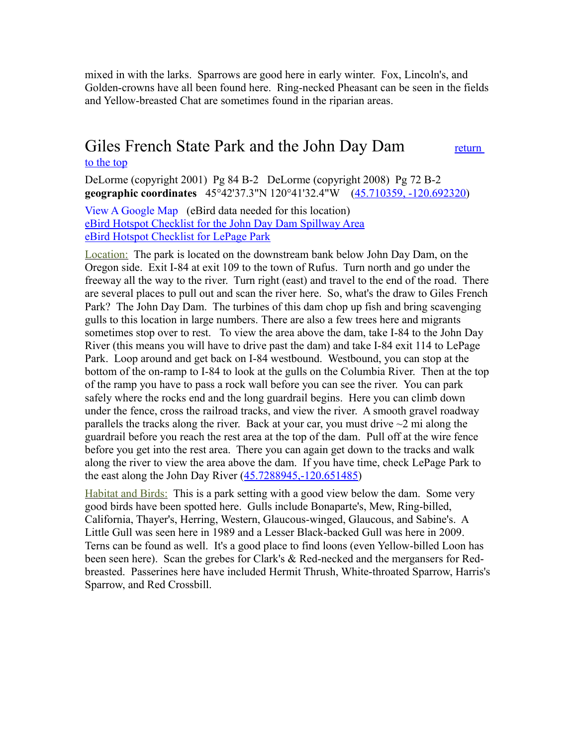mixed in with the larks. Sparrows are good here in early winter. Fox, Lincoln's, and Golden-crowns have all been found here. Ring-necked Pheasant can be seen in the fields and Yellow-breasted Chat are sometimes found in the riparian areas.

## Giles French State Park and the John Day Dam

return to the top

DeLorme (copyright 2001) Pg 84 B-2 DeLorme (copyright 2008) Pg 72 B-2
**geographic coordinates** 45°42'37.3"N 120°41'32.4"W (45.710359, -120.692320)

View A Google Map (eBird data needed for this location)
eBird Hotspot Checklist for the John Day Dam Spillway Area
eBird Hotspot Checklist for LePage Park

Location: The park is located on the downstream bank below John Day Dam, on the Oregon side. Exit I-84 at exit 109 to the town of Rufus. Turn north and go under the freeway all the way to the river. Turn right (east) and travel to the end of the road. There are several places to pull out and scan the river here. So, what's the draw to Giles French Park? The John Day Dam. The turbines of this dam chop up fish and bring scavenging gulls to this location in large numbers. There are also a few trees here and migrants sometimes stop over to rest. To view the area above the dam, take I-84 to the John Day River (this means you will have to drive past the dam) and take I-84 exit 114 to LePage Park. Loop around and get back on I-84 westbound. Westbound, you can stop at the bottom of the on-ramp to I-84 to look at the gulls on the Columbia River. Then at the top of the ramp you have to pass a rock wall before you can see the river. You can park safely where the rocks end and the long guardrail begins. Here you can climb down under the fence, cross the railroad tracks, and view the river. A smooth gravel roadway parallels the tracks along the river. Back at your car, you must drive ~2 mi along the guardrail before you reach the rest area at the top of the dam. Pull off at the wire fence before you get into the rest area. There you can again get down to the tracks and walk along the river to view the area above the dam. If you have time, check LePage Park to the east along the John Day River (45.7288945,-120.651485)

Habitat and Birds: This is a park setting with a good view below the dam. Some very good birds have been spotted here. Gulls include Bonaparte's, Mew, Ring-billed, California, Thayer's, Herring, Western, Glaucous-winged, Glaucous, and Sabine's. A Little Gull was seen here in 1989 and a Lesser Black-backed Gull was here in 2009. Terns can be found as well. It's a good place to find loons (even Yellow-billed Loon has been seen here). Scan the grebes for Clark's & Red-necked and the mergansers for Red-breasted. Passerines here have included Hermit Thrush, White-throated Sparrow, Harris's Sparrow, and Red Crossbill.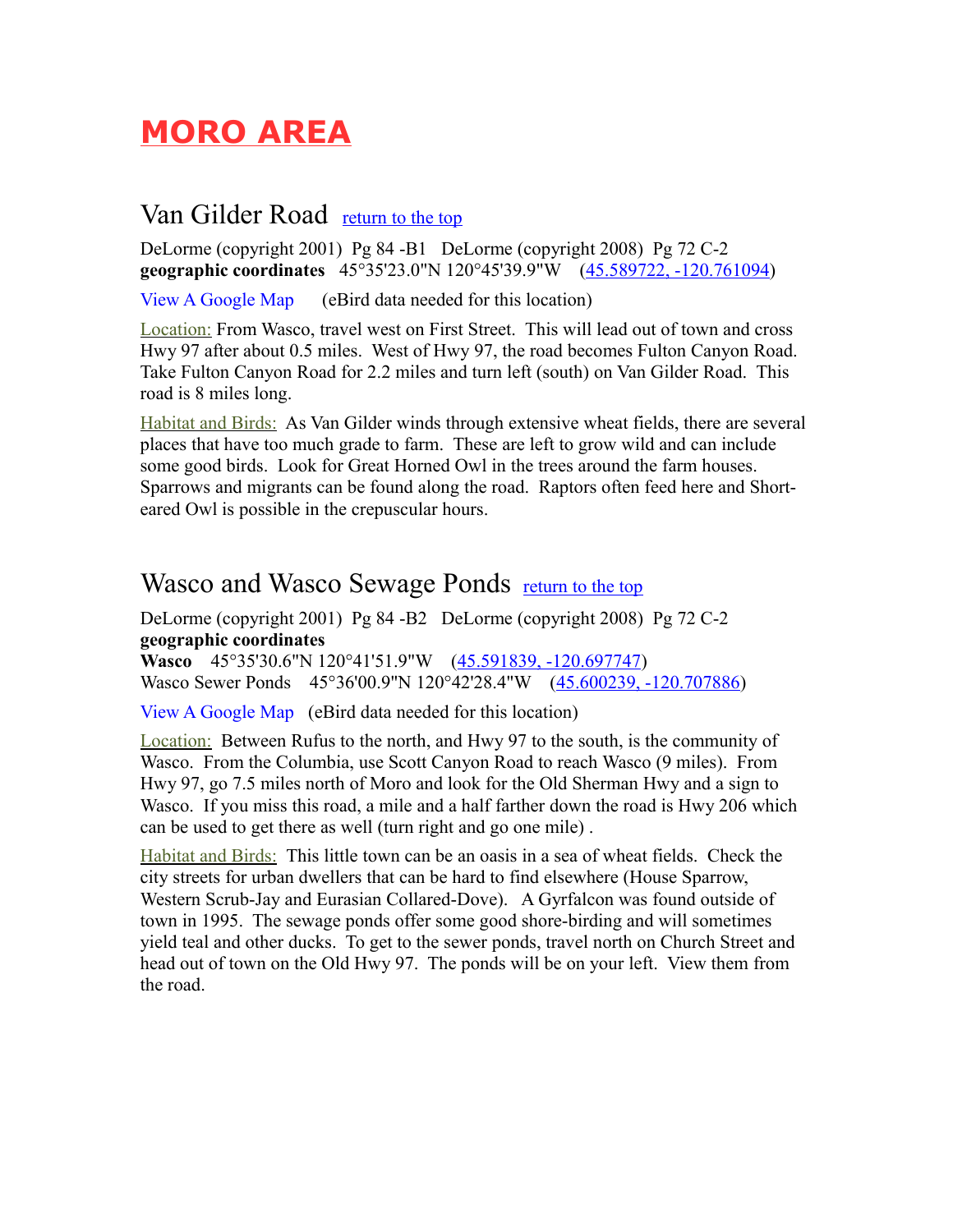# MORO AREA

## Van Gilder Road [return to the top]

DeLorme (copyright 2001) Pg 84 -B1 DeLorme (copyright 2008) Pg 72 C-2
**geographic coordinates** 45°35'23.0"N 120°45'39.9"W (45.589722, -120.761094)

View A Google Map (eBird data needed for this location)

Location: From Wasco, travel west on First Street. This will lead out of town and cross Hwy 97 after about 0.5 miles. West of Hwy 97, the road becomes Fulton Canyon Road. Take Fulton Canyon Road for 2.2 miles and turn left (south) on Van Gilder Road. This road is 8 miles long.

Habitat and Birds: As Van Gilder winds through extensive wheat fields, there are several places that have too much grade to farm. These are left to grow wild and can include some good birds. Look for Great Horned Owl in the trees around the farm houses. Sparrows and migrants can be found along the road. Raptors often feed here and Short-eared Owl is possible in the crepuscular hours.

## Wasco and Wasco Sewage Ponds [return to the top]

DeLorme (copyright 2001) Pg 84 -B2 DeLorme (copyright 2008) Pg 72 C-2
**geographic coordinates**
**Wasco** 45°35'30.6"N 120°41'51.9"W (45.591839, -120.697747)
Wasco Sewer Ponds 45°36'00.9"N 120°42'28.4"W (45.600239, -120.707886)

View A Google Map (eBird data needed for this location)

Location: Between Rufus to the north, and Hwy 97 to the south, is the community of Wasco. From the Columbia, use Scott Canyon Road to reach Wasco (9 miles). From Hwy 97, go 7.5 miles north of Moro and look for the Old Sherman Hwy and a sign to Wasco. If you miss this road, a mile and a half farther down the road is Hwy 206 which can be used to get there as well (turn right and go one mile) .

Habitat and Birds: This little town can be an oasis in a sea of wheat fields. Check the city streets for urban dwellers that can be hard to find elsewhere (House Sparrow, Western Scrub-Jay and Eurasian Collared-Dove). A Gyrfalcon was found outside of town in 1995. The sewage ponds offer some good shore-birding and will sometimes yield teal and other ducks. To get to the sewer ponds, travel north on Church Street and head out of town on the Old Hwy 97. The ponds will be on your left. View them from the road.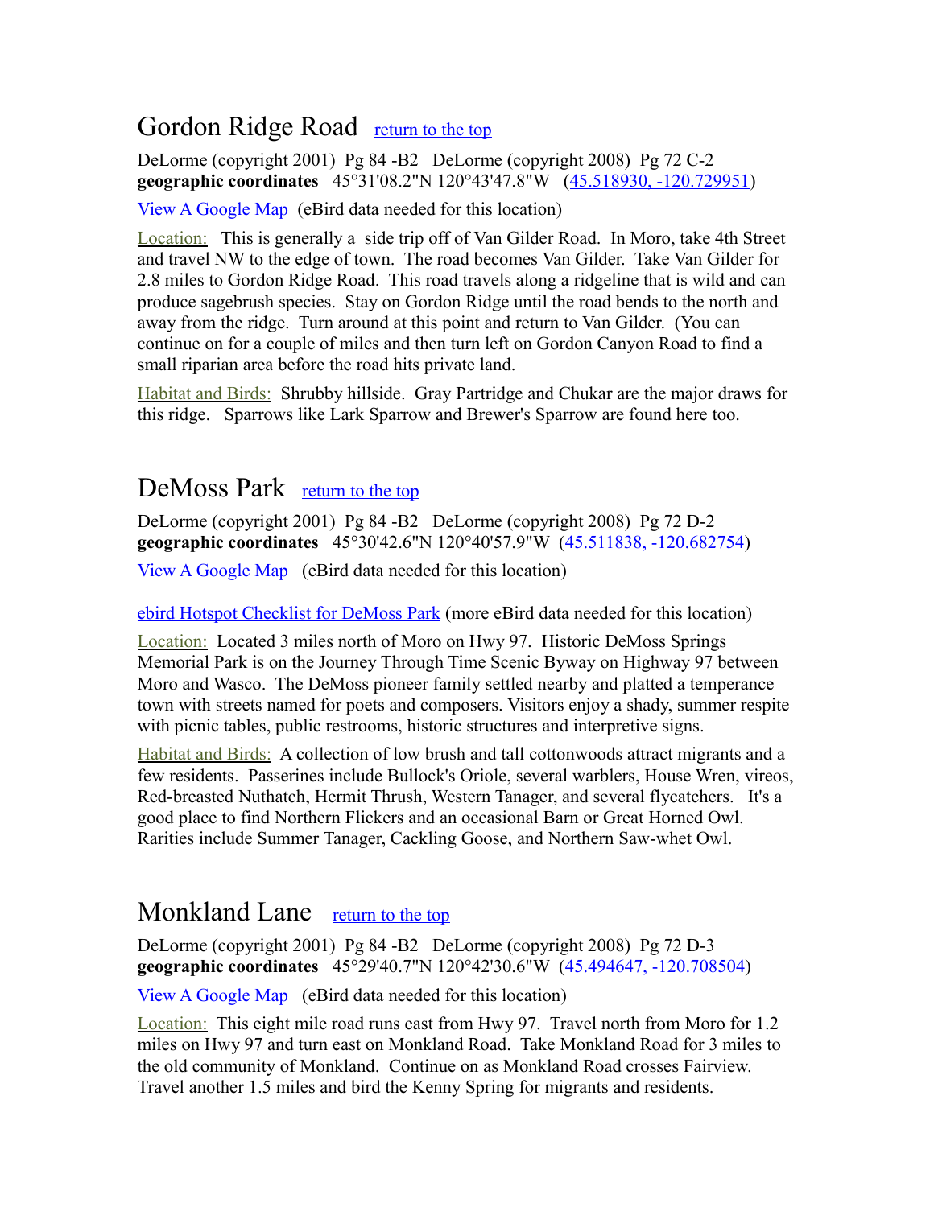## Gordon Ridge Road return to the top

DeLorme (copyright 2001) Pg 84 -B2 DeLorme (copyright 2008) Pg 72 C-2
**geographic coordinates** 45°31'08.2"N 120°43'47.8"W (45.518930, -120.729951)

View A Google Map (eBird data needed for this location)

Location: This is generally a side trip off of Van Gilder Road. In Moro, take 4th Street and travel NW to the edge of town. The road becomes Van Gilder. Take Van Gilder for 2.8 miles to Gordon Ridge Road. This road travels along a ridgeline that is wild and can produce sagebrush species. Stay on Gordon Ridge until the road bends to the north and away from the ridge. Turn around at this point and return to Van Gilder. (You can continue on for a couple of miles and then turn left on Gordon Canyon Road to find a small riparian area before the road hits private land.

Habitat and Birds: Shrubby hillside. Gray Partridge and Chukar are the major draws for this ridge. Sparrows like Lark Sparrow and Brewer's Sparrow are found here too.

## DeMoss Park return to the top

DeLorme (copyright 2001) Pg 84 -B2 DeLorme (copyright 2008) Pg 72 D-2
**geographic coordinates** 45°30'42.6"N 120°40'57.9"W (45.511838, -120.682754)

View A Google Map (eBird data needed for this location)

ebird Hotspot Checklist for DeMoss Park (more eBird data needed for this location)

Location: Located 3 miles north of Moro on Hwy 97. Historic DeMoss Springs Memorial Park is on the Journey Through Time Scenic Byway on Highway 97 between Moro and Wasco. The DeMoss pioneer family settled nearby and platted a temperance town with streets named for poets and composers. Visitors enjoy a shady, summer respite with picnic tables, public restrooms, historic structures and interpretive signs.

Habitat and Birds: A collection of low brush and tall cottonwoods attract migrants and a few residents. Passerines include Bullock's Oriole, several warblers, House Wren, vireos, Red-breasted Nuthatch, Hermit Thrush, Western Tanager, and several flycatchers. It's a good place to find Northern Flickers and an occasional Barn or Great Horned Owl. Rarities include Summer Tanager, Cackling Goose, and Northern Saw-whet Owl.

## Monkland Lane return to the top

DeLorme (copyright 2001) Pg 84 -B2 DeLorme (copyright 2008) Pg 72 D-3
**geographic coordinates** 45°29'40.7"N 120°42'30.6"W (45.494647, -120.708504)

View A Google Map (eBird data needed for this location)

Location: This eight mile road runs east from Hwy 97. Travel north from Moro for 1.2 miles on Hwy 97 and turn east on Monkland Road. Take Monkland Road for 3 miles to the old community of Monkland. Continue on as Monkland Road crosses Fairview. Travel another 1.5 miles and bird the Kenny Spring for migrants and residents.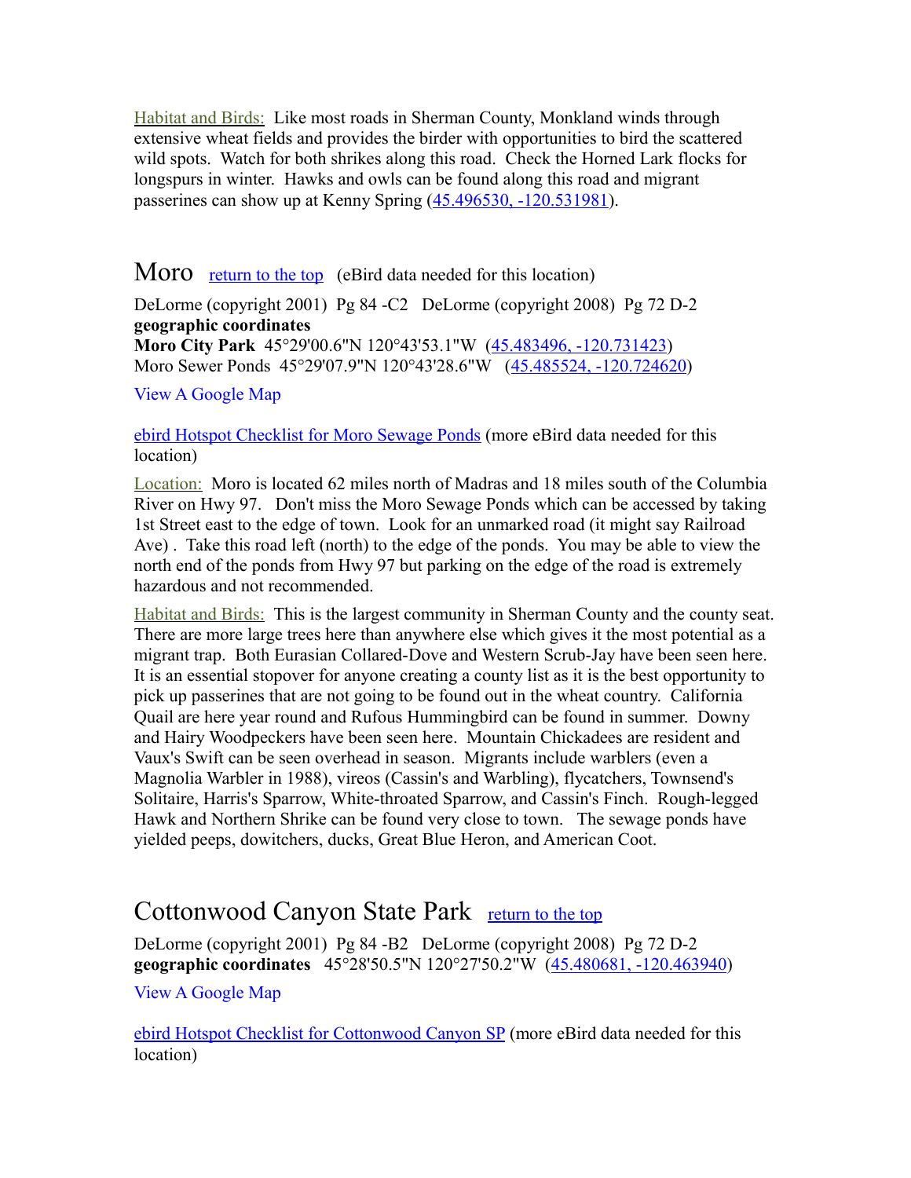Habitat and Birds: Like most roads in Sherman County, Monkland winds through extensive wheat fields and provides the birder with opportunities to bird the scattered wild spots. Watch for both shrikes along this road. Check the Horned Lark flocks for longspurs in winter. Hawks and owls can be found along this road and migrant passerines can show up at Kenny Spring (45.496530, -120.531981).

## Moro

return to the top (eBird data needed for this location)

DeLorme (copyright 2001) Pg 84 -C2 DeLorme (copyright 2008) Pg 72 D-2
**geographic coordinates**
**Moro City Park** 45°29'00.6"N 120°43'53.1"W (45.483496, -120.731423)
Moro Sewer Ponds 45°29'07.9"N 120°43'28.6"W (45.485524, -120.724620)

View A Google Map

ebird Hotspot Checklist for Moro Sewage Ponds (more eBird data needed for this location)

Location: Moro is located 62 miles north of Madras and 18 miles south of the Columbia River on Hwy 97. Don't miss the Moro Sewage Ponds which can be accessed by taking 1st Street east to the edge of town. Look for an unmarked road (it might say Railroad Ave) . Take this road left (north) to the edge of the ponds. You may be able to view the north end of the ponds from Hwy 97 but parking on the edge of the road is extremely hazardous and not recommended.

Habitat and Birds: This is the largest community in Sherman County and the county seat. There are more large trees here than anywhere else which gives it the most potential as a migrant trap. Both Eurasian Collared-Dove and Western Scrub-Jay have been seen here. It is an essential stopover for anyone creating a county list as it is the best opportunity to pick up passerines that are not going to be found out in the wheat country. California Quail are here year round and Rufous Hummingbird can be found in summer. Downy and Hairy Woodpeckers have been seen here. Mountain Chickadees are resident and Vaux's Swift can be seen overhead in season. Migrants include warblers (even a Magnolia Warbler in 1988), vireos (Cassin's and Warbling), flycatchers, Townsend's Solitaire, Harris's Sparrow, White-throated Sparrow, and Cassin's Finch. Rough-legged Hawk and Northern Shrike can be found very close to town. The sewage ponds have yielded peeps, dowitchers, ducks, Great Blue Heron, and American Coot.

## Cottonwood Canyon State Park

return to the top

DeLorme (copyright 2001) Pg 84 -B2 DeLorme (copyright 2008) Pg 72 D-2
**geographic coordinates** 45°28'50.5"N 120°27'50.2"W (45.480681, -120.463940)

View A Google Map

ebird Hotspot Checklist for Cottonwood Canyon SP (more eBird data needed for this location)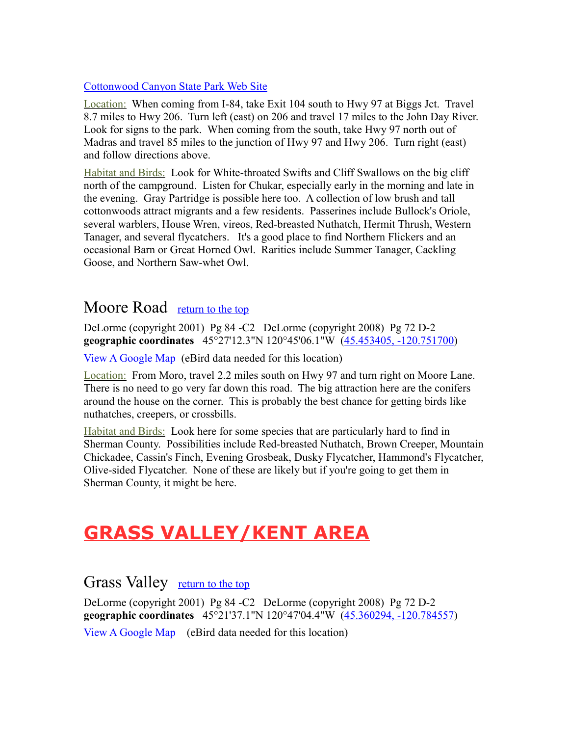[Cottonwood Canyon State Park Web Site]

Location: When coming from I-84, take Exit 104 south to Hwy 97 at Biggs Jct. Travel 8.7 miles to Hwy 206. Turn left (east) on 206 and travel 17 miles to the John Day River. Look for signs to the park. When coming from the south, take Hwy 97 north out of Madras and travel 85 miles to the junction of Hwy 97 and Hwy 206. Turn right (east) and follow directions above.

Habitat and Birds: Look for White-throated Swifts and Cliff Swallows on the big cliff north of the campground. Listen for Chukar, especially early in the morning and late in the evening. Gray Partridge is possible here too. A collection of low brush and tall cottonwoods attract migrants and a few residents. Passerines include Bullock's Oriole, several warblers, House Wren, vireos, Red-breasted Nuthatch, Hermit Thrush, Western Tanager, and several flycatchers. It's a good place to find Northern Flickers and an occasional Barn or Great Horned Owl. Rarities include Summer Tanager, Cackling Goose, and Northern Saw-whet Owl.

## Moore Road [return to the top]

DeLorme (copyright 2001) Pg 84 -C2 DeLorme (copyright 2008) Pg 72 D-2
**geographic coordinates** 45°27'12.3"N 120°45'06.1"W (45.453405, -120.751700)

View A Google Map (eBird data needed for this location)

Location: From Moro, travel 2.2 miles south on Hwy 97 and turn right on Moore Lane. There is no need to go very far down this road. The big attraction here are the conifers around the house on the corner. This is probably the best chance for getting birds like nuthatches, creepers, or crossbills.

Habitat and Birds: Look here for some species that are particularly hard to find in Sherman County. Possibilities include Red-breasted Nuthatch, Brown Creeper, Mountain Chickadee, Cassin's Finch, Evening Grosbeak, Dusky Flycatcher, Hammond's Flycatcher, Olive-sided Flycatcher. None of these are likely but if you're going to get them in Sherman County, it might be here.

# GRASS VALLEY/KENT AREA

## Grass Valley [return to the top]

DeLorme (copyright 2001) Pg 84 -C2 DeLorme (copyright 2008) Pg 72 D-2
**geographic coordinates** 45°21'37.1"N 120°47'04.4"W (45.360294, -120.784557)

View A Google Map (eBird data needed for this location)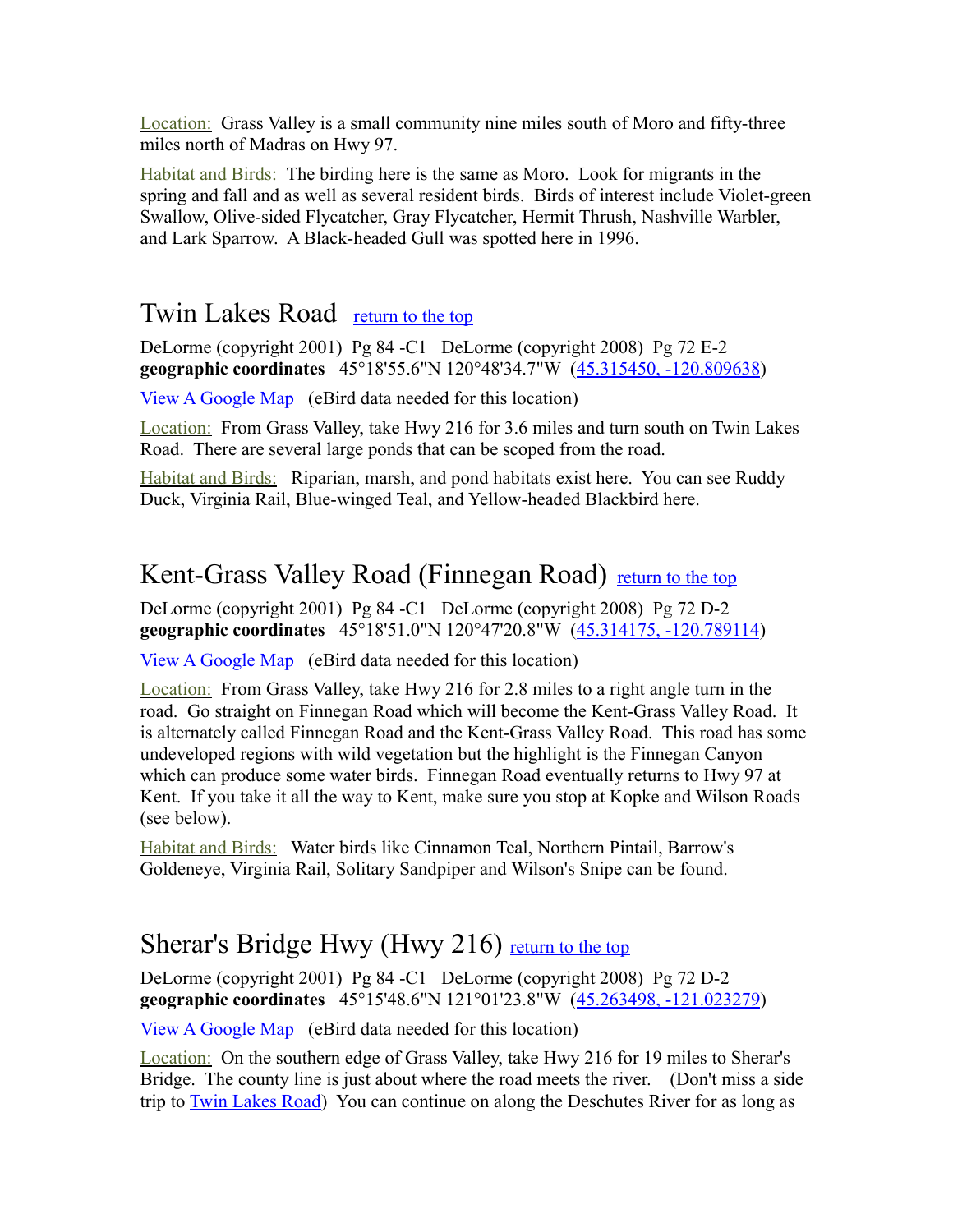Location: Grass Valley is a small community nine miles south of Moro and fifty-three miles north of Madras on Hwy 97.

Habitat and Birds: The birding here is the same as Moro. Look for migrants in the spring and fall and as well as several resident birds. Birds of interest include Violet-green Swallow, Olive-sided Flycatcher, Gray Flycatcher, Hermit Thrush, Nashville Warbler, and Lark Sparrow. A Black-headed Gull was spotted here in 1996.

## Twin Lakes Road [return to the top]

DeLorme (copyright 2001) Pg 84 -C1 DeLorme (copyright 2008) Pg 72 E-2
**geographic coordinates** 45°18'55.6"N 120°48'34.7"W (45.315450, -120.809638)

View A Google Map (eBird data needed for this location)

Location: From Grass Valley, take Hwy 216 for 3.6 miles and turn south on Twin Lakes Road. There are several large ponds that can be scoped from the road.

Habitat and Birds: Riparian, marsh, and pond habitats exist here. You can see Ruddy Duck, Virginia Rail, Blue-winged Teal, and Yellow-headed Blackbird here.

## Kent-Grass Valley Road (Finnegan Road) [return to the top]

DeLorme (copyright 2001) Pg 84 -C1 DeLorme (copyright 2008) Pg 72 D-2
**geographic coordinates** 45°18'51.0"N 120°47'20.8"W (45.314175, -120.789114)

View A Google Map (eBird data needed for this location)

Location: From Grass Valley, take Hwy 216 for 2.8 miles to a right angle turn in the road. Go straight on Finnegan Road which will become the Kent-Grass Valley Road. It is alternately called Finnegan Road and the Kent-Grass Valley Road. This road has some undeveloped regions with wild vegetation but the highlight is the Finnegan Canyon which can produce some water birds. Finnegan Road eventually returns to Hwy 97 at Kent. If you take it all the way to Kent, make sure you stop at Kopke and Wilson Roads (see below).

Habitat and Birds: Water birds like Cinnamon Teal, Northern Pintail, Barrow's Goldeneye, Virginia Rail, Solitary Sandpiper and Wilson's Snipe can be found.

## Sherar's Bridge Hwy (Hwy 216) [return to the top]

DeLorme (copyright 2001) Pg 84 -C1 DeLorme (copyright 2008) Pg 72 D-2
**geographic coordinates** 45°15'48.6"N 121°01'23.8"W (45.263498, -121.023279)

View A Google Map (eBird data needed for this location)

Location: On the southern edge of Grass Valley, take Hwy 216 for 19 miles to Sherar's Bridge. The county line is just about where the road meets the river. (Don't miss a side trip to Twin Lakes Road) You can continue on along the Deschutes River for as long as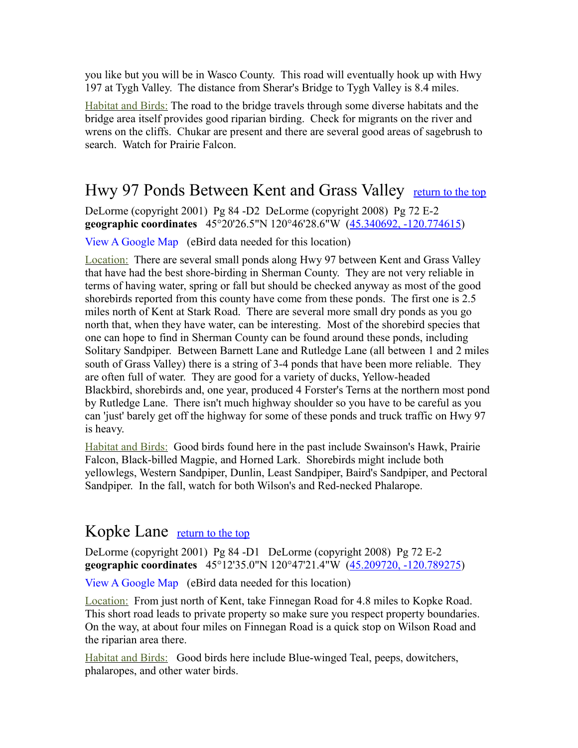you like but you will be in Wasco County. This road will eventually hook up with Hwy 197 at Tygh Valley. The distance from Sherar's Bridge to Tygh Valley is 8.4 miles.

Habitat and Birds: The road to the bridge travels through some diverse habitats and the bridge area itself provides good riparian birding. Check for migrants on the river and wrens on the cliffs. Chukar are present and there are several good areas of sagebrush to search. Watch for Prairie Falcon.

## Hwy 97 Ponds Between Kent and Grass Valley [return to the top]

DeLorme (copyright 2001) Pg 84 -D2 DeLorme (copyright 2008) Pg 72 E-2
**geographic coordinates** 45°20'26.5"N 120°46'28.6"W (45.340692, -120.774615)

View A Google Map (eBird data needed for this location)

Location: There are several small ponds along Hwy 97 between Kent and Grass Valley that have had the best shore-birding in Sherman County. They are not very reliable in terms of having water, spring or fall but should be checked anyway as most of the good shorebirds reported from this county have come from these ponds. The first one is 2.5 miles north of Kent at Stark Road. There are several more small dry ponds as you go north that, when they have water, can be interesting. Most of the shorebird species that one can hope to find in Sherman County can be found around these ponds, including Solitary Sandpiper. Between Barnett Lane and Rutledge Lane (all between 1 and 2 miles south of Grass Valley) there is a string of 3-4 ponds that have been more reliable. They are often full of water. They are good for a variety of ducks, Yellow-headed Blackbird, shorebirds and, one year, produced 4 Forster's Terns at the northern most pond by Rutledge Lane. There isn't much highway shoulder so you have to be careful as you can 'just' barely get off the highway for some of these ponds and truck traffic on Hwy 97 is heavy.

Habitat and Birds: Good birds found here in the past include Swainson's Hawk, Prairie Falcon, Black-billed Magpie, and Horned Lark. Shorebirds might include both yellowlegs, Western Sandpiper, Dunlin, Least Sandpiper, Baird's Sandpiper, and Pectoral Sandpiper. In the fall, watch for both Wilson's and Red-necked Phalarope.

## Kopke Lane [return to the top]

DeLorme (copyright 2001) Pg 84 -D1 DeLorme (copyright 2008) Pg 72 E-2
**geographic coordinates** 45°12'35.0"N 120°47'21.4"W (45.209720, -120.789275)

View A Google Map (eBird data needed for this location)

Location: From just north of Kent, take Finnegan Road for 4.8 miles to Kopke Road. This short road leads to private property so make sure you respect property boundaries. On the way, at about four miles on Finnegan Road is a quick stop on Wilson Road and the riparian area there.

Habitat and Birds: Good birds here include Blue-winged Teal, peeps, dowitchers, phalaropes, and other water birds.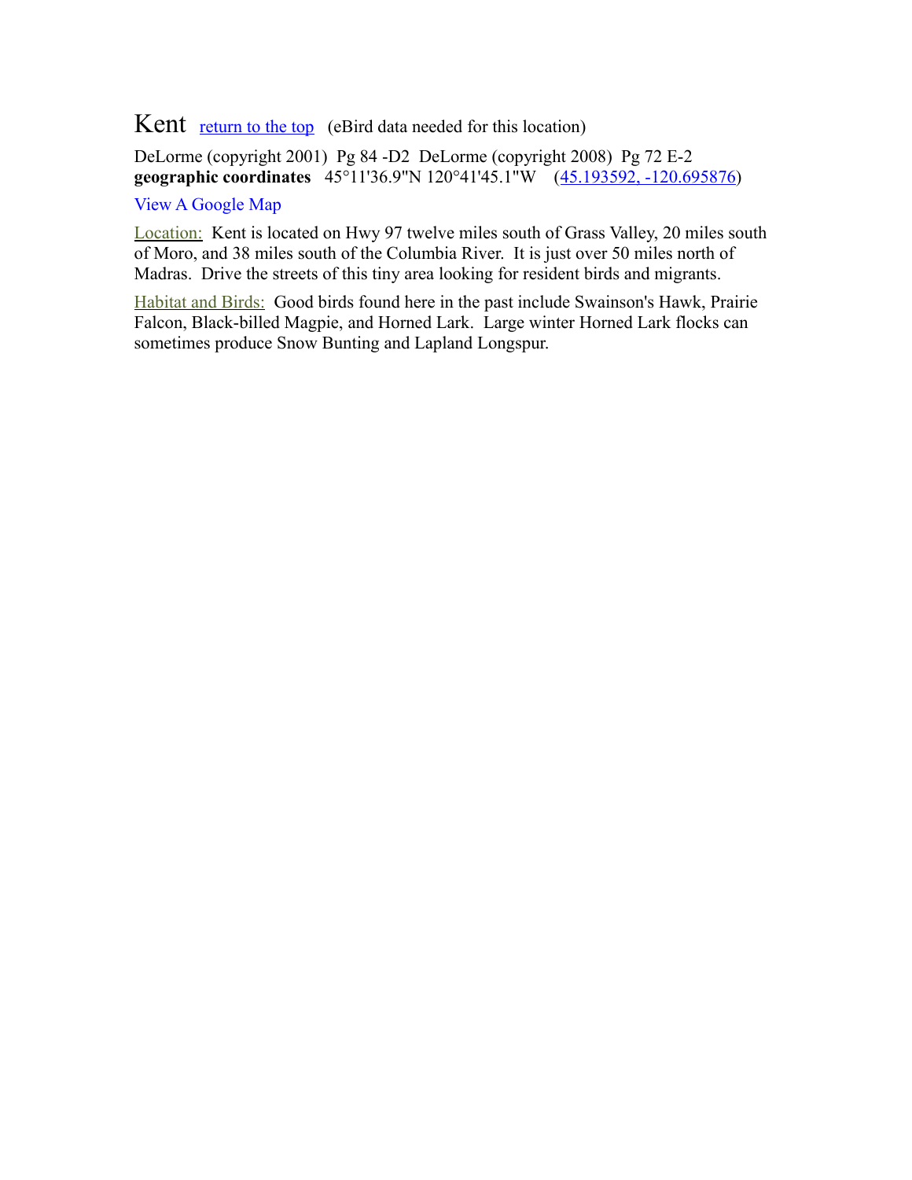## Kent

[return to the top](#) (eBird data needed for this location)

DeLorme (copyright 2001) Pg 84 -D2 DeLorme (copyright 2008) Pg 72 E-2
**geographic coordinates** 45°11'36.9"N 120°41'45.1"W ([45.193592, -120.695876](#))

[View A Google Map](#)

Location: Kent is located on Hwy 97 twelve miles south of Grass Valley, 20 miles south of Moro, and 38 miles south of the Columbia River. It is just over 50 miles north of Madras. Drive the streets of this tiny area looking for resident birds and migrants.

Habitat and Birds: Good birds found here in the past include Swainson's Hawk, Prairie Falcon, Black-billed Magpie, and Horned Lark. Large winter Horned Lark flocks can sometimes produce Snow Bunting and Lapland Longspur.